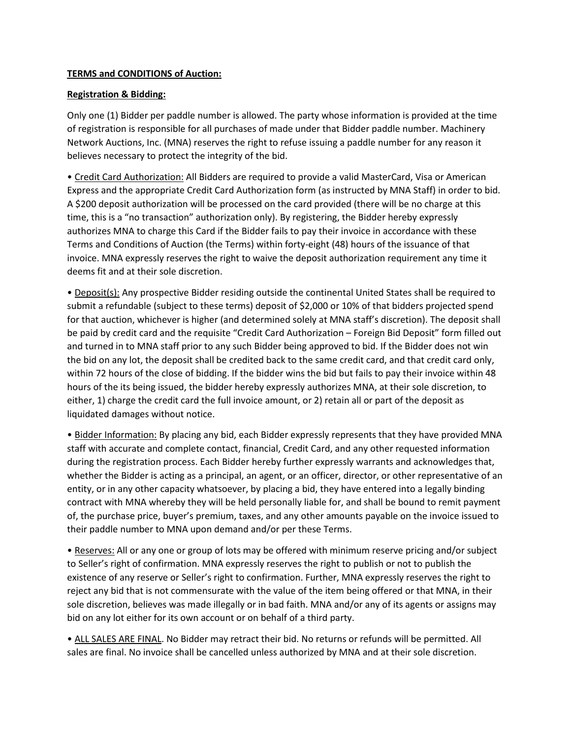**TERMS and CONDITIONS of Auction:**

**Registration & Bidding:**

Only one (1) Bidder per paddle number is allowed. The party whose information is provided at the time of registration is responsible for all purchases of made under that Bidder paddle number. Machinery Network Auctions, Inc. (MNA) reserves the right to refuse issuing a paddle number for any reason it believes necessary to protect the integrity of the bid.

• Credit Card Authorization: All Bidders are required to provide a valid MasterCard, Visa or American Express and the appropriate Credit Card Authorization form (as instructed by MNA Staff) in order to bid. A $200 deposit authorization will be processed on the card provided (there will be no charge at this time, this is a "no transaction" authorization only). By registering, the Bidder hereby expressly authorizes MNA to charge this Card if the Bidder fails to pay their invoice in accordance with these Terms and Conditions of Auction (the Terms) within forty-eight (48) hours of the issuance of that invoice. MNA expressly reserves the right to waive the deposit authorization requirement any time it deems fit and at their sole discretion.

• Deposit(s): Any prospective Bidder residing outside the continental United States shall be required to submit a refundable (subject to these terms) deposit of $2,000 or 10% of that bidders projected spend for that auction, whichever is higher (and determined solely at MNA staff's discretion). The deposit shall be paid by credit card and the requisite "Credit Card Authorization – Foreign Bid Deposit" form filled out and turned in to MNA staff prior to any such Bidder being approved to bid. If the Bidder does not win the bid on any lot, the deposit shall be credited back to the same credit card, and that credit card only, within 72 hours of the close of bidding. If the bidder wins the bid but fails to pay their invoice within 48 hours of the its being issued, the bidder hereby expressly authorizes MNA, at their sole discretion, to either, 1) charge the credit card the full invoice amount, or 2) retain all or part of the deposit as liquidated damages without notice.

• Bidder Information: By placing any bid, each Bidder expressly represents that they have provided MNA staff with accurate and complete contact, financial, Credit Card, and any other requested information during the registration process. Each Bidder hereby further expressly warrants and acknowledges that, whether the Bidder is acting as a principal, an agent, or an officer, director, or other representative of an entity, or in any other capacity whatsoever, by placing a bid, they have entered into a legally binding contract with MNA whereby they will be held personally liable for, and shall be bound to remit payment of, the purchase price, buyer's premium, taxes, and any other amounts payable on the invoice issued to their paddle number to MNA upon demand and/or per these Terms.

• Reserves: All or any one or group of lots may be offered with minimum reserve pricing and/or subject to Seller's right of confirmation. MNA expressly reserves the right to publish or not to publish the existence of any reserve or Seller's right to confirmation. Further, MNA expressly reserves the right to reject any bid that is not commensurate with the value of the item being offered or that MNA, in their sole discretion, believes was made illegally or in bad faith. MNA and/or any of its agents or assigns may bid on any lot either for its own account or on behalf of a third party.

• ALL SALES ARE FINAL. No Bidder may retract their bid. No returns or refunds will be permitted. All sales are final. No invoice shall be cancelled unless authorized by MNA and at their sole discretion.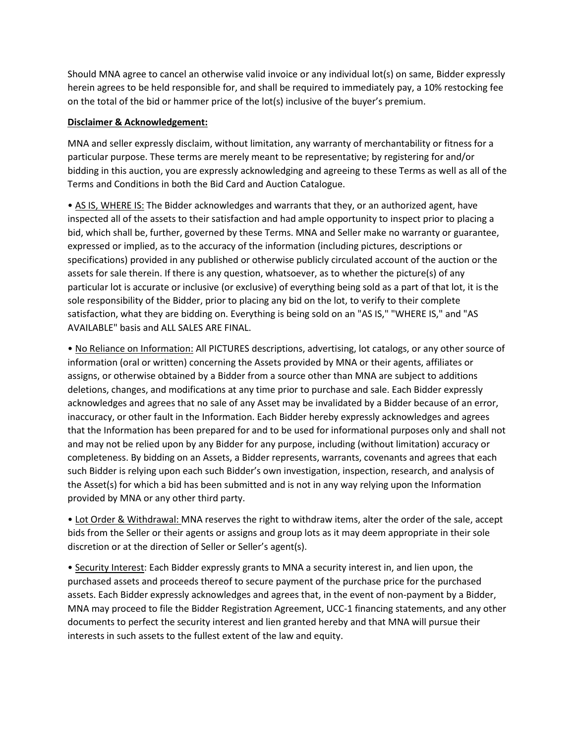Should MNA agree to cancel an otherwise valid invoice or any individual lot(s) on same, Bidder expressly herein agrees to be held responsible for, and shall be required to immediately pay, a 10% restocking fee on the total of the bid or hammer price of the lot(s) inclusive of the buyer's premium.

**Disclaimer & Acknowledgement:**

MNA and seller expressly disclaim, without limitation, any warranty of merchantability or fitness for a particular purpose. These terms are merely meant to be representative; by registering for and/or bidding in this auction, you are expressly acknowledging and agreeing to these Terms as well as all of the Terms and Conditions in both the Bid Card and Auction Catalogue.

• AS IS, WHERE IS: The Bidder acknowledges and warrants that they, or an authorized agent, have inspected all of the assets to their satisfaction and had ample opportunity to inspect prior to placing a bid, which shall be, further, governed by these Terms. MNA and Seller make no warranty or guarantee, expressed or implied, as to the accuracy of the information (including pictures, descriptions or specifications) provided in any published or otherwise publicly circulated account of the auction or the assets for sale therein. If there is any question, whatsoever, as to whether the picture(s) of any particular lot is accurate or inclusive (or exclusive) of everything being sold as a part of that lot, it is the sole responsibility of the Bidder, prior to placing any bid on the lot, to verify to their complete satisfaction, what they are bidding on. Everything is being sold on an "AS IS," "WHERE IS," and "AS AVAILABLE" basis and ALL SALES ARE FINAL.

• No Reliance on Information: All PICTURES descriptions, advertising, lot catalogs, or any other source of information (oral or written) concerning the Assets provided by MNA or their agents, affiliates or assigns, or otherwise obtained by a Bidder from a source other than MNA are subject to additions deletions, changes, and modifications at any time prior to purchase and sale. Each Bidder expressly acknowledges and agrees that no sale of any Asset may be invalidated by a Bidder because of an error, inaccuracy, or other fault in the Information. Each Bidder hereby expressly acknowledges and agrees that the Information has been prepared for and to be used for informational purposes only and shall not and may not be relied upon by any Bidder for any purpose, including (without limitation) accuracy or completeness. By bidding on an Assets, a Bidder represents, warrants, covenants and agrees that each such Bidder is relying upon each such Bidder's own investigation, inspection, research, and analysis of the Asset(s) for which a bid has been submitted and is not in any way relying upon the Information provided by MNA or any other third party.

• Lot Order & Withdrawal: MNA reserves the right to withdraw items, alter the order of the sale, accept bids from the Seller or their agents or assigns and group lots as it may deem appropriate in their sole discretion or at the direction of Seller or Seller's agent(s).

• Security Interest: Each Bidder expressly grants to MNA a security interest in, and lien upon, the purchased assets and proceeds thereof to secure payment of the purchase price for the purchased assets. Each Bidder expressly acknowledges and agrees that, in the event of non-payment by a Bidder, MNA may proceed to file the Bidder Registration Agreement, UCC-1 financing statements, and any other documents to perfect the security interest and lien granted hereby and that MNA will pursue their interests in such assets to the fullest extent of the law and equity.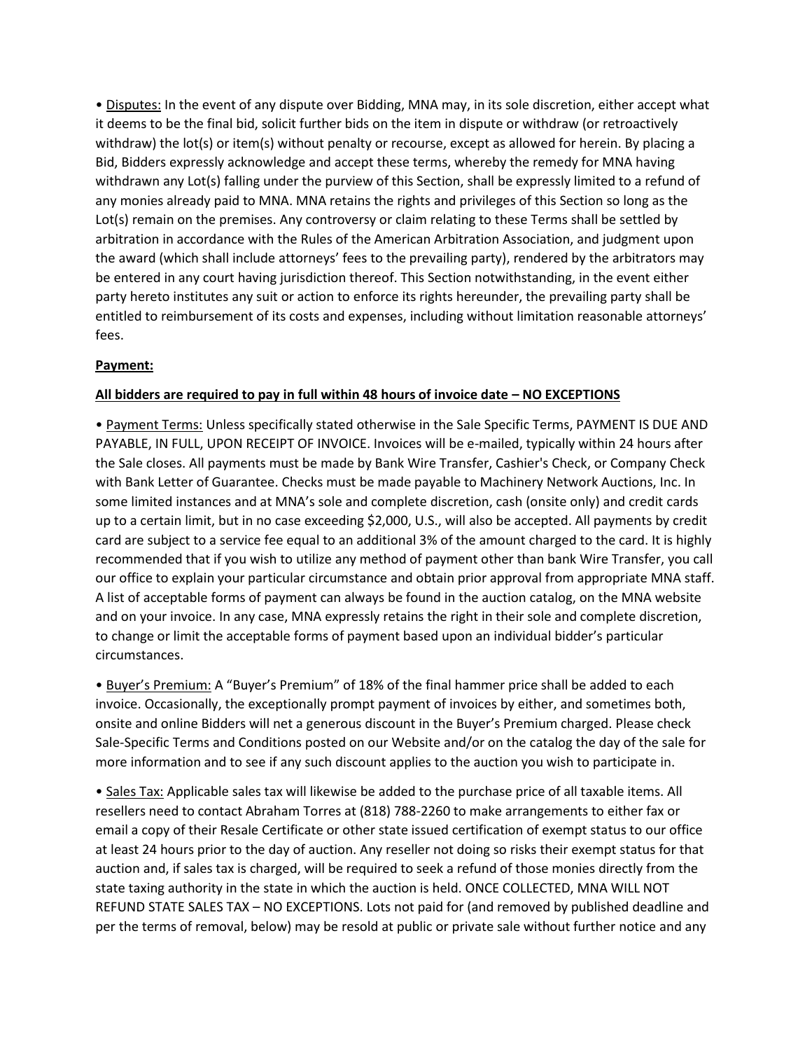• Disputes: In the event of any dispute over Bidding, MNA may, in its sole discretion, either accept what it deems to be the final bid, solicit further bids on the item in dispute or withdraw (or retroactively withdraw) the lot(s) or item(s) without penalty or recourse, except as allowed for herein. By placing a Bid, Bidders expressly acknowledge and accept these terms, whereby the remedy for MNA having withdrawn any Lot(s) falling under the purview of this Section, shall be expressly limited to a refund of any monies already paid to MNA. MNA retains the rights and privileges of this Section so long as the Lot(s) remain on the premises. Any controversy or claim relating to these Terms shall be settled by arbitration in accordance with the Rules of the American Arbitration Association, and judgment upon the award (which shall include attorneys' fees to the prevailing party), rendered by the arbitrators may be entered in any court having jurisdiction thereof. This Section notwithstanding, in the event either party hereto institutes any suit or action to enforce its rights hereunder, the prevailing party shall be entitled to reimbursement of its costs and expenses, including without limitation reasonable attorneys' fees.

**Payment:**

**All bidders are required to pay in full within 48 hours of invoice date – NO EXCEPTIONS**

• Payment Terms: Unless specifically stated otherwise in the Sale Specific Terms, PAYMENT IS DUE AND PAYABLE, IN FULL, UPON RECEIPT OF INVOICE. Invoices will be e-mailed, typically within 24 hours after the Sale closes. All payments must be made by Bank Wire Transfer, Cashier's Check, or Company Check with Bank Letter of Guarantee. Checks must be made payable to Machinery Network Auctions, Inc. In some limited instances and at MNA's sole and complete discretion, cash (onsite only) and credit cards up to a certain limit, but in no case exceeding $2,000, U.S., will also be accepted. All payments by credit card are subject to a service fee equal to an additional 3% of the amount charged to the card. It is highly recommended that if you wish to utilize any method of payment other than bank Wire Transfer, you call our office to explain your particular circumstance and obtain prior approval from appropriate MNA staff. A list of acceptable forms of payment can always be found in the auction catalog, on the MNA website and on your invoice. In any case, MNA expressly retains the right in their sole and complete discretion, to change or limit the acceptable forms of payment based upon an individual bidder's particular circumstances.

• Buyer's Premium: A "Buyer's Premium" of 18% of the final hammer price shall be added to each invoice. Occasionally, the exceptionally prompt payment of invoices by either, and sometimes both, onsite and online Bidders will net a generous discount in the Buyer's Premium charged. Please check Sale-Specific Terms and Conditions posted on our Website and/or on the catalog the day of the sale for more information and to see if any such discount applies to the auction you wish to participate in.

• Sales Tax: Applicable sales tax will likewise be added to the purchase price of all taxable items. All resellers need to contact Abraham Torres at (818) 788-2260 to make arrangements to either fax or email a copy of their Resale Certificate or other state issued certification of exempt status to our office at least 24 hours prior to the day of auction. Any reseller not doing so risks their exempt status for that auction and, if sales tax is charged, will be required to seek a refund of those monies directly from the state taxing authority in the state in which the auction is held. ONCE COLLECTED, MNA WILL NOT REFUND STATE SALES TAX – NO EXCEPTIONS. Lots not paid for (and removed by published deadline and per the terms of removal, below) may be resold at public or private sale without further notice and any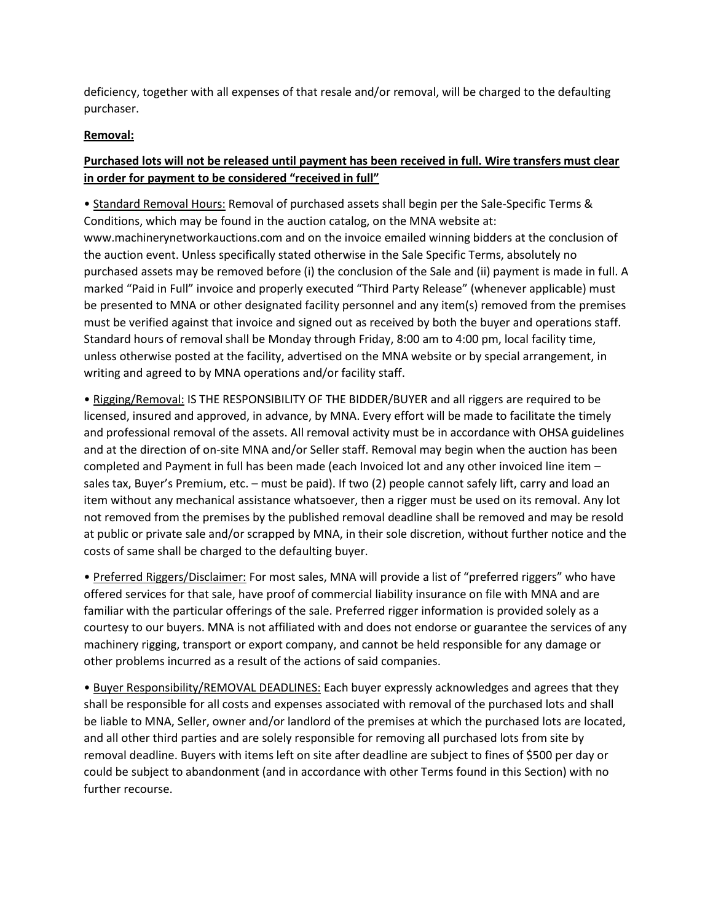deficiency, together with all expenses of that resale and/or removal, will be charged to the defaulting purchaser.

**<u>Removal:</u>**

**<u>Purchased lots will not be released until payment has been received in full. Wire transfers must clear in order for payment to be considered "received in full"</u>**

• <u>Standard Removal Hours:</u> Removal of purchased assets shall begin per the Sale-Specific Terms & Conditions, which may be found in the auction catalog, on the MNA website at: www.machinerynetworkauctions.com and on the invoice emailed winning bidders at the conclusion of the auction event. Unless specifically stated otherwise in the Sale Specific Terms, absolutely no purchased assets may be removed before (i) the conclusion of the Sale and (ii) payment is made in full. A marked "Paid in Full" invoice and properly executed "Third Party Release" (whenever applicable) must be presented to MNA or other designated facility personnel and any item(s) removed from the premises must be verified against that invoice and signed out as received by both the buyer and operations staff. Standard hours of removal shall be Monday through Friday, 8:00 am to 4:00 pm, local facility time, unless otherwise posted at the facility, advertised on the MNA website or by special arrangement, in writing and agreed to by MNA operations and/or facility staff.

• <u>Rigging/Removal:</u> IS THE RESPONSIBILITY OF THE BIDDER/BUYER and all riggers are required to be licensed, insured and approved, in advance, by MNA. Every effort will be made to facilitate the timely and professional removal of the assets. All removal activity must be in accordance with OHSA guidelines and at the direction of on-site MNA and/or Seller staff. Removal may begin when the auction has been completed and Payment in full has been made (each Invoiced lot and any other invoiced line item – sales tax, Buyer's Premium, etc. – must be paid). If two (2) people cannot safely lift, carry and load an item without any mechanical assistance whatsoever, then a rigger must be used on its removal. Any lot not removed from the premises by the published removal deadline shall be removed and may be resold at public or private sale and/or scrapped by MNA, in their sole discretion, without further notice and the costs of same shall be charged to the defaulting buyer.

• <u>Preferred Riggers/Disclaimer:</u> For most sales, MNA will provide a list of "preferred riggers" who have offered services for that sale, have proof of commercial liability insurance on file with MNA and are familiar with the particular offerings of the sale. Preferred rigger information is provided solely as a courtesy to our buyers. MNA is not affiliated with and does not endorse or guarantee the services of any machinery rigging, transport or export company, and cannot be held responsible for any damage or other problems incurred as a result of the actions of said companies.

• <u>Buyer Responsibility/REMOVAL DEADLINES:</u> Each buyer expressly acknowledges and agrees that they shall be responsible for all costs and expenses associated with removal of the purchased lots and shall be liable to MNA, Seller, owner and/or landlord of the premises at which the purchased lots are located, and all other third parties and are solely responsible for removing all purchased lots from site by removal deadline. Buyers with items left on site after deadline are subject to fines of $500 per day or could be subject to abandonment (and in accordance with other Terms found in this Section) with no further recourse.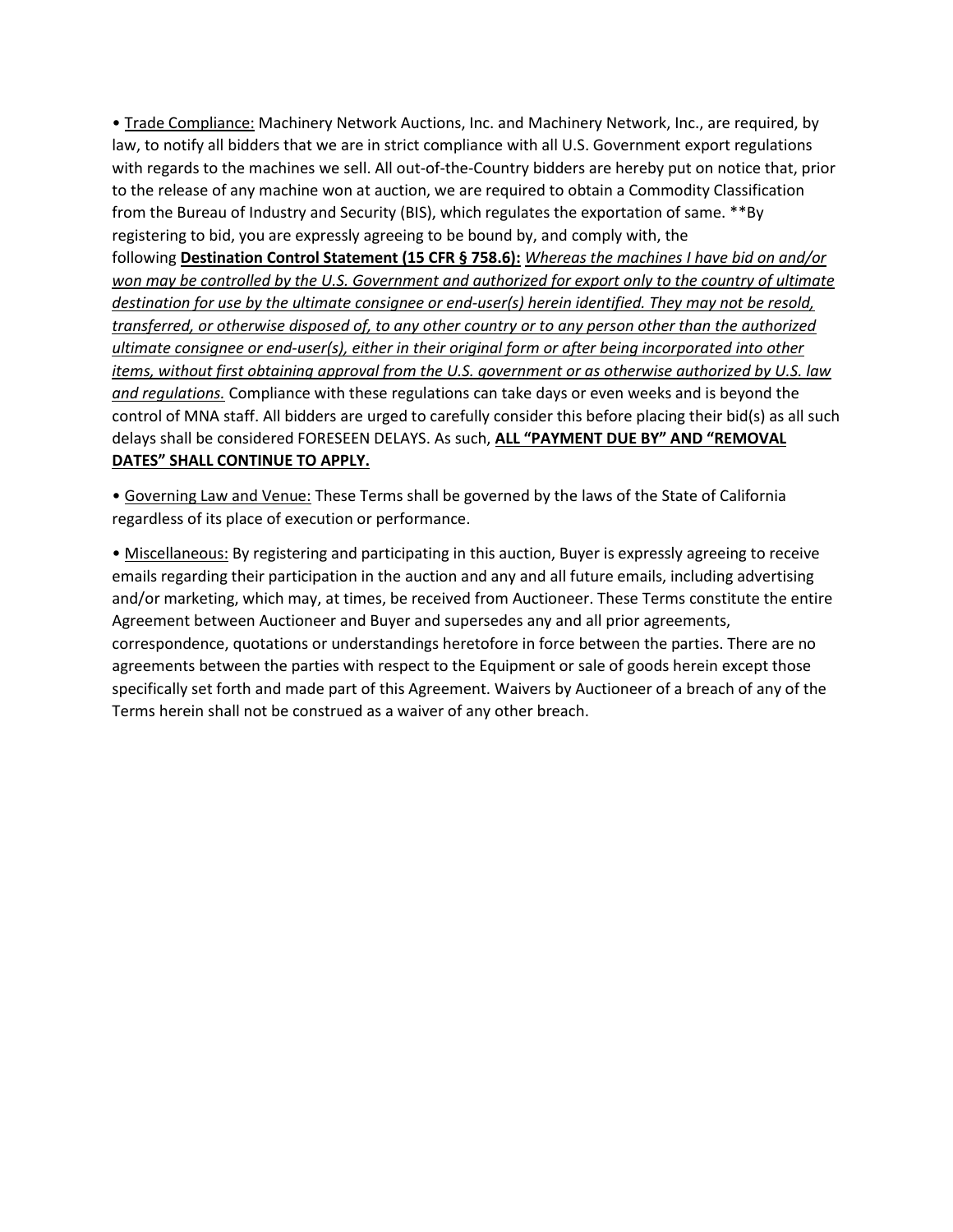• Trade Compliance: Machinery Network Auctions, Inc. and Machinery Network, Inc., are required, by law, to notify all bidders that we are in strict compliance with all U.S. Government export regulations with regards to the machines we sell. All out-of-the-Country bidders are hereby put on notice that, prior to the release of any machine won at auction, we are required to obtain a Commodity Classification from the Bureau of Industry and Security (BIS), which regulates the exportation of same. **By registering to bid, you are expressly agreeing to be bound by, and comply with, the following **Destination Control Statement (15 CFR § 758.6):** *Whereas the machines I have bid on and/or won may be controlled by the U.S. Government and authorized for export only to the country of ultimate destination for use by the ultimate consignee or end-user(s) herein identified. They may not be resold, transferred, or otherwise disposed of, to any other country or to any person other than the authorized ultimate consignee or end-user(s), either in their original form or after being incorporated into other items, without first obtaining approval from the U.S. government or as otherwise authorized by U.S. law and regulations.* Compliance with these regulations can take days or even weeks and is beyond the control of MNA staff. All bidders are urged to carefully consider this before placing their bid(s) as all such delays shall be considered FORESEEN DELAYS. As such, **ALL "PAYMENT DUE BY" AND "REMOVAL DATES" SHALL CONTINUE TO APPLY.**

• Governing Law and Venue: These Terms shall be governed by the laws of the State of California regardless of its place of execution or performance.

• Miscellaneous: By registering and participating in this auction, Buyer is expressly agreeing to receive emails regarding their participation in the auction and any and all future emails, including advertising and/or marketing, which may, at times, be received from Auctioneer. These Terms constitute the entire Agreement between Auctioneer and Buyer and supersedes any and all prior agreements, correspondence, quotations or understandings heretofore in force between the parties. There are no agreements between the parties with respect to the Equipment or sale of goods herein except those specifically set forth and made part of this Agreement. Waivers by Auctioneer of a breach of any of the Terms herein shall not be construed as a waiver of any other breach.